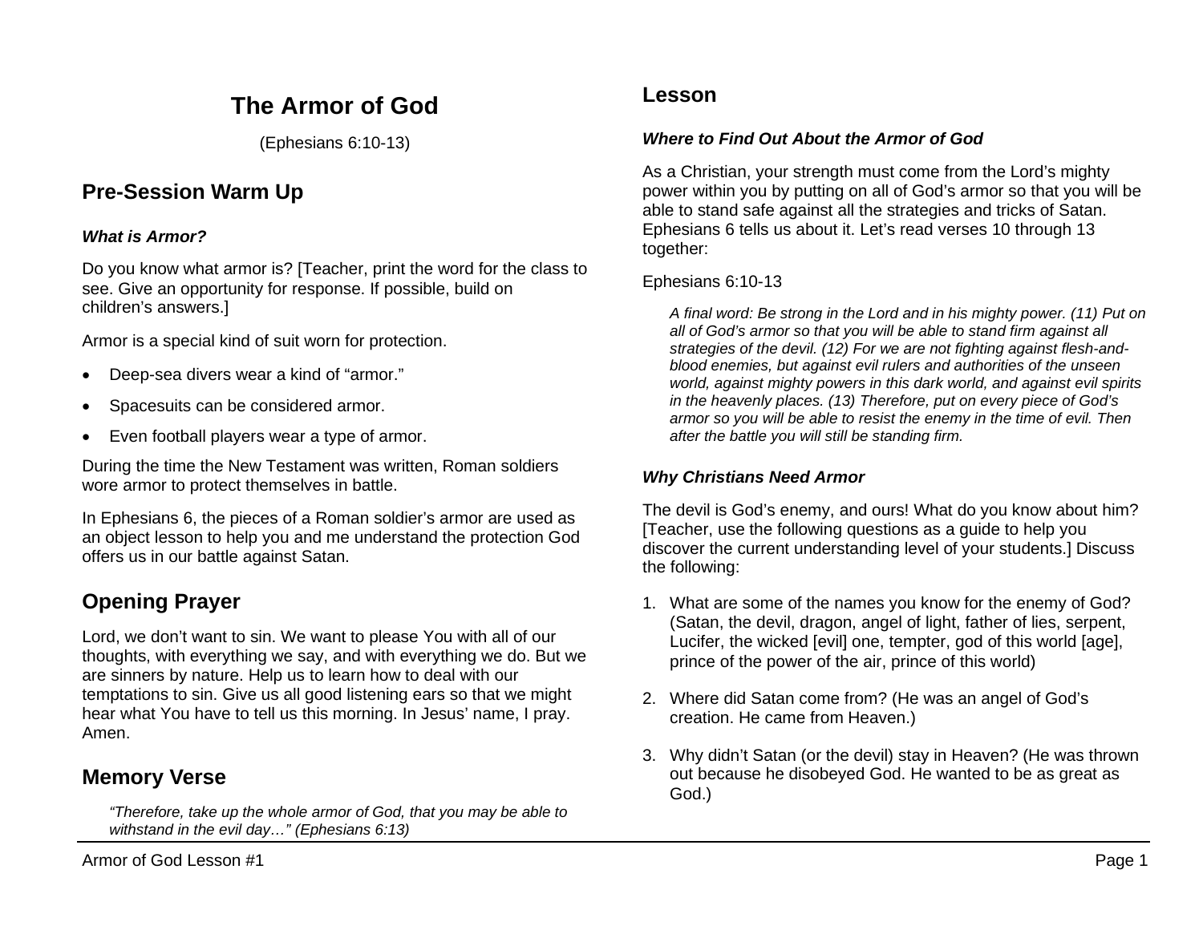# The Armor of God

(Ephesians 6:10-13)

## Pre-Session Warm Up

### *What is Armor?*

Do you know what armor is? [Teacher, print the word for the class to see. Give an opportunity for response. If possible, build on children's answers.]

Armor is a special kind of suit worn for protection.

- Deep-sea divers wear a kind of "armor."
- Spacesuits can be considered armor.
- Even football players wear a type of armor.

During the time the New Testament was written, Roman soldiers wore armor to protect themselves in battle.

In Ephesians 6, the pieces of a Roman soldier's armor are used as an object lesson to help you and me understand the protection God offers us in our battle against Satan.

## Opening Prayer

Lord, we don't want to sin. We want to please You with all of our thoughts, with everything we say, and with everything we do. But we are sinners by nature. Help us to learn how to deal with our temptations to sin. Give us all good listening ears so that we might hear what You have to tell us this morning. In Jesus' name, I pray. Amen.

## Memory Verse

> *"Therefore, take up the whole armor of God, that you may be able to withstand in the evil day…" (Ephesians 6:13)*

## Lesson

### *Where to Find Out About the Armor of God*

As a Christian, your strength must come from the Lord's mighty power within you by putting on all of God's armor so that you will be able to stand safe against all the strategies and tricks of Satan. Ephesians 6 tells us about it. Let's read verses 10 through 13 together:

Ephesians 6:10-13

> *A final word: Be strong in the Lord and in his mighty power. (11) Put on all of God's armor so that you will be able to stand firm against all strategies of the devil. (12) For we are not fighting against flesh-and-blood enemies, but against evil rulers and authorities of the unseen world, against mighty powers in this dark world, and against evil spirits in the heavenly places. (13) Therefore, put on every piece of God's armor so you will be able to resist the enemy in the time of evil. Then after the battle you will still be standing firm.*

### *Why Christians Need Armor*

The devil is God's enemy, and ours! What do you know about him? [Teacher, use the following questions as a guide to help you discover the current understanding level of your students.] Discuss the following:

1. What are some of the names you know for the enemy of God? (Satan, the devil, dragon, angel of light, father of lies, serpent, Lucifer, the wicked [evil] one, tempter, god of this world [age], prince of the power of the air, prince of this world)

2. Where did Satan come from? (He was an angel of God's creation. He came from Heaven.)

3. Why didn't Satan (or the devil) stay in Heaven? (He was thrown out because he disobeyed God. He wanted to be as great as God.)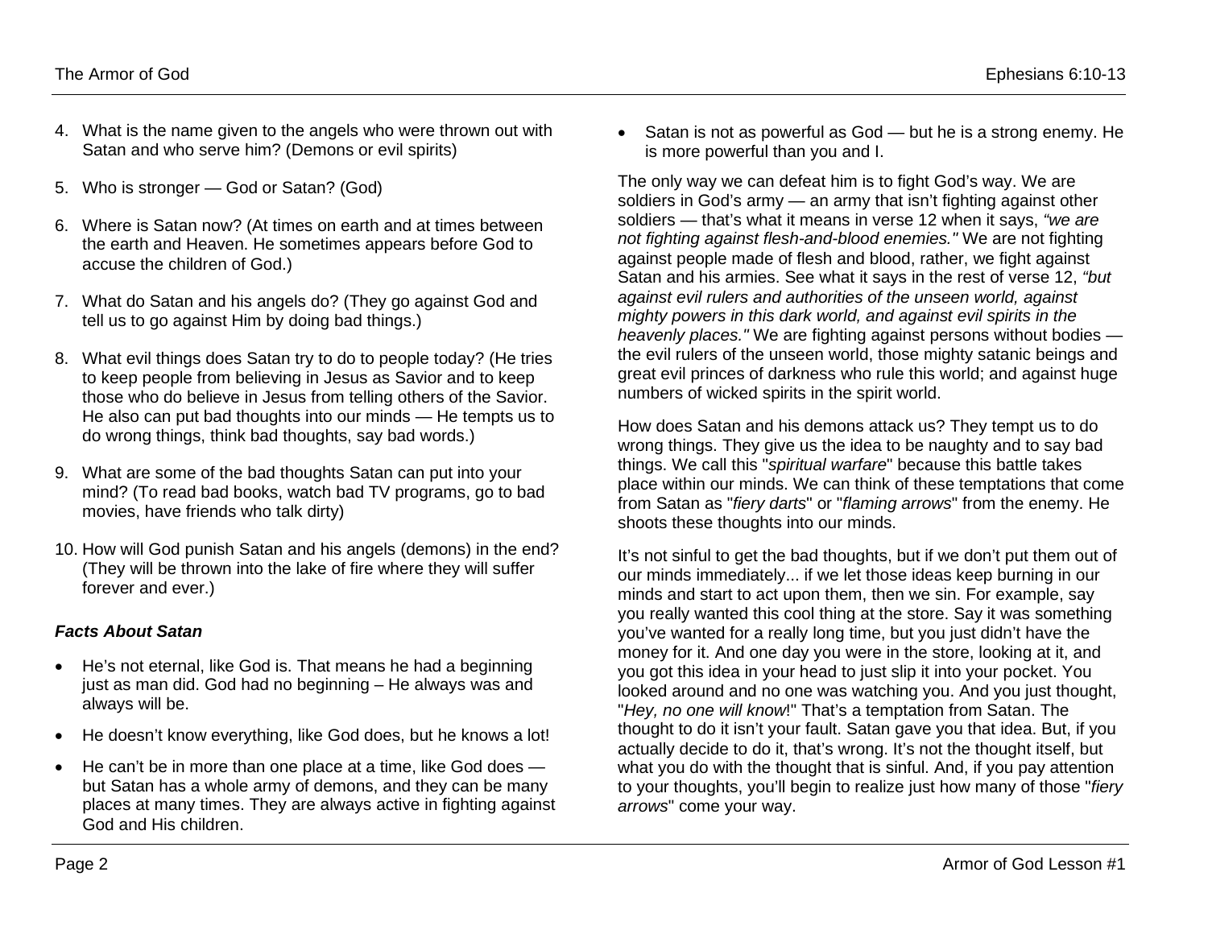4. What is the name given to the angels who were thrown out with Satan and who serve him? (Demons or evil spirits)

5. Who is stronger — God or Satan? (God)

6. Where is Satan now? (At times on earth and at times between the earth and Heaven. He sometimes appears before God to accuse the children of God.)

7. What do Satan and his angels do? (They go against God and tell us to go against Him by doing bad things.)

8. What evil things does Satan try to do to people today? (He tries to keep people from believing in Jesus as Savior and to keep those who do believe in Jesus from telling others of the Savior. He also can put bad thoughts into our minds — He tempts us to do wrong things, think bad thoughts, say bad words.)

9. What are some of the bad thoughts Satan can put into your mind? (To read bad books, watch bad TV programs, go to bad movies, have friends who talk dirty)

10. How will God punish Satan and his angels (demons) in the end? (They will be thrown into the lake of fire where they will suffer forever and ever.)

### *Facts About Satan*

- He's not eternal, like God is. That means he had a beginning just as man did. God had no beginning – He always was and always will be.
- He doesn't know everything, like God does, but he knows a lot!
- He can't be in more than one place at a time, like God does — but Satan has a whole army of demons, and they can be many places at many times. They are always active in fighting against God and His children.
- Satan is not as powerful as God — but he is a strong enemy. He is more powerful than you and I.

The only way we can defeat him is to fight God's way. We are soldiers in God's army — an army that isn't fighting against other soldiers — that's what it means in verse 12 when it says, *"we are not fighting against flesh-and-blood enemies."* We are not fighting against people made of flesh and blood, rather, we fight against Satan and his armies. See what it says in the rest of verse 12, *"but against evil rulers and authorities of the unseen world, against mighty powers in this dark world, and against evil spirits in the heavenly places."* We are fighting against persons without bodies — the evil rulers of the unseen world, those mighty satanic beings and great evil princes of darkness who rule this world; and against huge numbers of wicked spirits in the spirit world.

How does Satan and his demons attack us? They tempt us to do wrong things. They give us the idea to be naughty and to say bad things. We call this "*spiritual warfare*" because this battle takes place within our minds. We can think of these temptations that come from Satan as "*fiery darts*" or "*flaming arrows*" from the enemy. He shoots these thoughts into our minds.

It's not sinful to get the bad thoughts, but if we don't put them out of our minds immediately... if we let those ideas keep burning in our minds and start to act upon them, then we sin. For example, say you really wanted this cool thing at the store. Say it was something you've wanted for a really long time, but you just didn't have the money for it. And one day you were in the store, looking at it, and you got this idea in your head to just slip it into your pocket. You looked around and no one was watching you. And you just thought, "*Hey, no one will know*!" That's a temptation from Satan. The thought to do it isn't your fault. Satan gave you that idea. But, if you actually decide to do it, that's wrong. It's not the thought itself, but what you do with the thought that is sinful. And, if you pay attention to your thoughts, you'll begin to realize just how many of those "*fiery arrows*" come your way.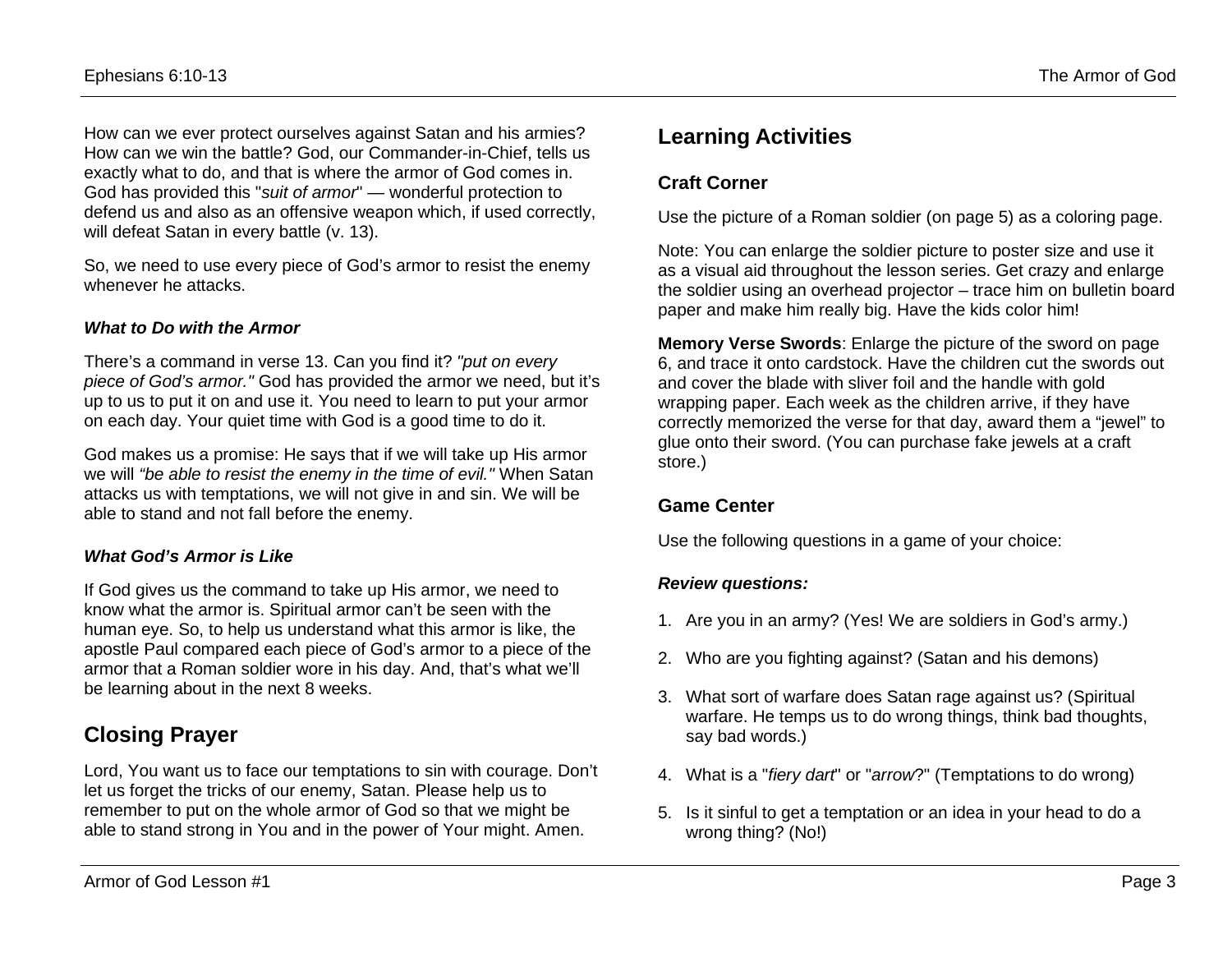How can we ever protect ourselves against Satan and his armies? How can we win the battle? God, our Commander-in-Chief, tells us exactly what to do, and that is where the armor of God comes in. God has provided this "*suit of armor*" — wonderful protection to defend us and also as an offensive weapon which, if used correctly, will defeat Satan in every battle (v. 13).

So, we need to use every piece of God's armor to resist the enemy whenever he attacks.

### *What to Do with the Armor*

There's a command in verse 13. Can you find it? *"put on every piece of God's armor."* God has provided the armor we need, but it's up to us to put it on and use it. You need to learn to put your armor on each day. Your quiet time with God is a good time to do it.

God makes us a promise: He says that if we will take up His armor we will *"be able to resist the enemy in the time of evil."* When Satan attacks us with temptations, we will not give in and sin. We will be able to stand and not fall before the enemy.

### *What God's Armor is Like*

If God gives us the command to take up His armor, we need to know what the armor is. Spiritual armor can't be seen with the human eye. So, to help us understand what this armor is like, the apostle Paul compared each piece of God's armor to a piece of the armor that a Roman soldier wore in his day. And, that's what we'll be learning about in the next 8 weeks.

## Closing Prayer

Lord, You want us to face our temptations to sin with courage. Don't let us forget the tricks of our enemy, Satan. Please help us to remember to put on the whole armor of God so that we might be able to stand strong in You and in the power of Your might. Amen.

## Learning Activities

### Craft Corner

Use the picture of a Roman soldier (on page 5) as a coloring page.

Note: You can enlarge the soldier picture to poster size and use it as a visual aid throughout the lesson series. Get crazy and enlarge the soldier using an overhead projector – trace him on bulletin board paper and make him really big. Have the kids color him!

**Memory Verse Swords**: Enlarge the picture of the sword on page 6, and trace it onto cardstock. Have the children cut the swords out and cover the blade with sliver foil and the handle with gold wrapping paper. Each week as the children arrive, if they have correctly memorized the verse for that day, award them a "jewel" to glue onto their sword. (You can purchase fake jewels at a craft store.)

### Game Center

Use the following questions in a game of your choice:

#### *Review questions:*

1. Are you in an army? (Yes! We are soldiers in God's army.)
2. Who are you fighting against? (Satan and his demons)
3. What sort of warfare does Satan rage against us? (Spiritual warfare. He temps us to do wrong things, think bad thoughts, say bad words.)
4. What is a "*fiery dart*" or "*arrow*?" (Temptations to do wrong)
5. Is it sinful to get a temptation or an idea in your head to do a wrong thing? (No!)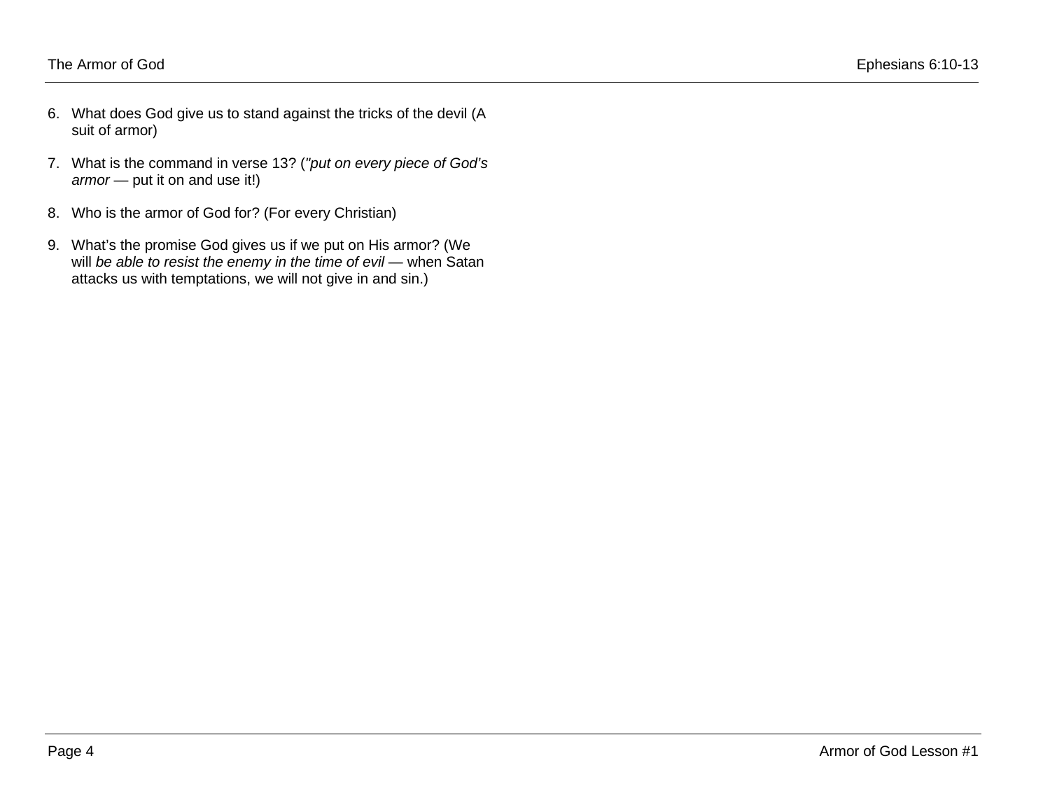6. What does God give us to stand against the tricks of the devil (A suit of armor)

7. What is the command in verse 13? (*"put on every piece of God's armor* — put it on and use it!)

8. Who is the armor of God for? (For every Christian)

9. What's the promise God gives us if we put on His armor? (We will *be able to resist the enemy in the time of evil* — when Satan attacks us with temptations, we will not give in and sin.)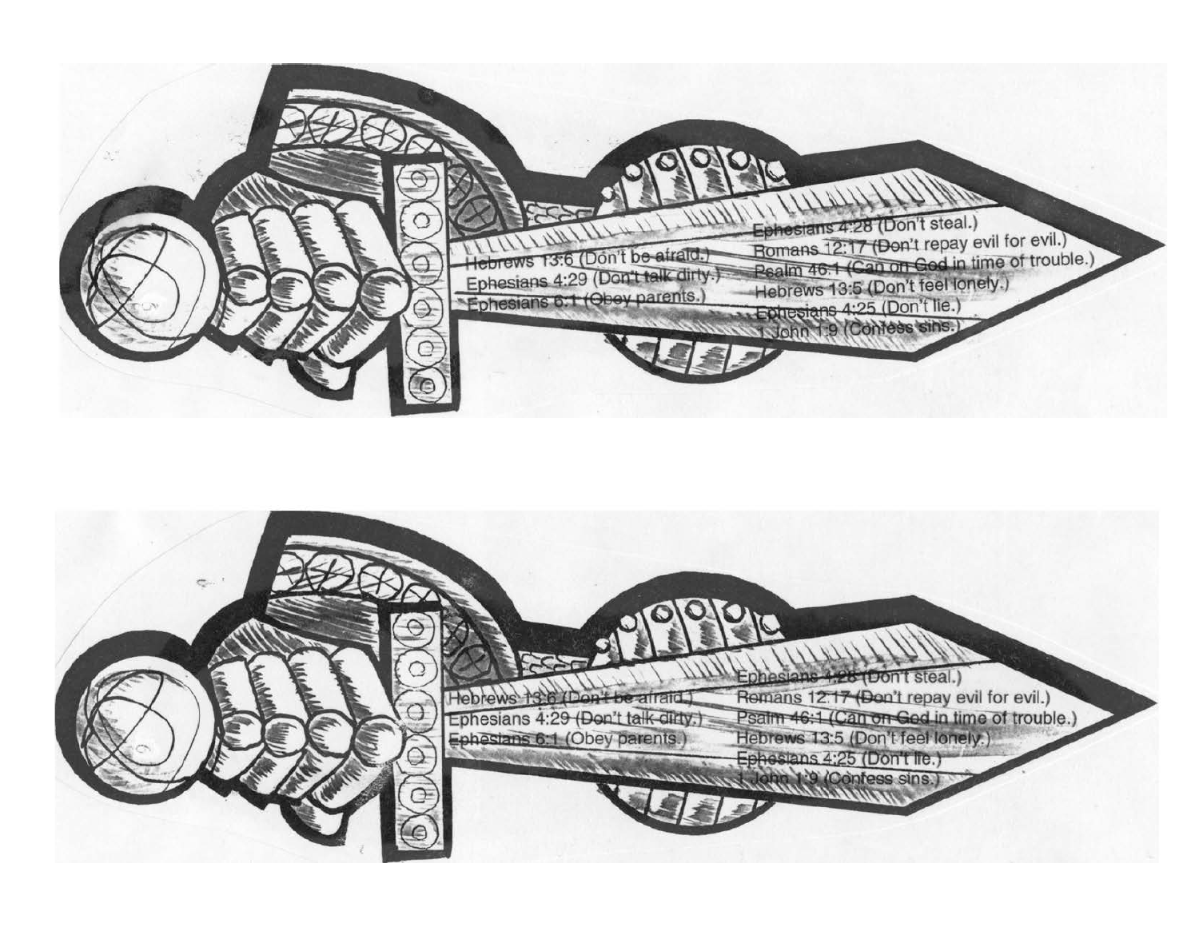Hebrews 13:6 (Don't be afraid.)
Ephesians 4:29 (Don't talk dirty.)
Ephesians 6:1 (Obey parents.)

Ephesians 4:28 (Don't steal.)
Romans 12:17 (Don't repay evil for evil.)
Psalm 46:1 (Call on God in time of trouble.)
Hebrews 13:5 (Don't feel lonely.)
Ephesians 4:25 (Don't lie.)
1 John 1:9 (Confess sins.)

Hebrews 13:6 (Don't be afraid.)
Ephesians 4:29 (Don't talk dirty.)
Ephesians 6:1 (Obey parents.)

Ephesians 4:28 (Don't steal.)
Romans 12:17 (Don't repay evil for evil.)
Psalm 46:1 (Call on God in time of trouble.)
Hebrews 13:5 (Don't feel lonely.)
Ephesians 4:25 (Don't lie.)
1 John 1:9 (Confess sins.)